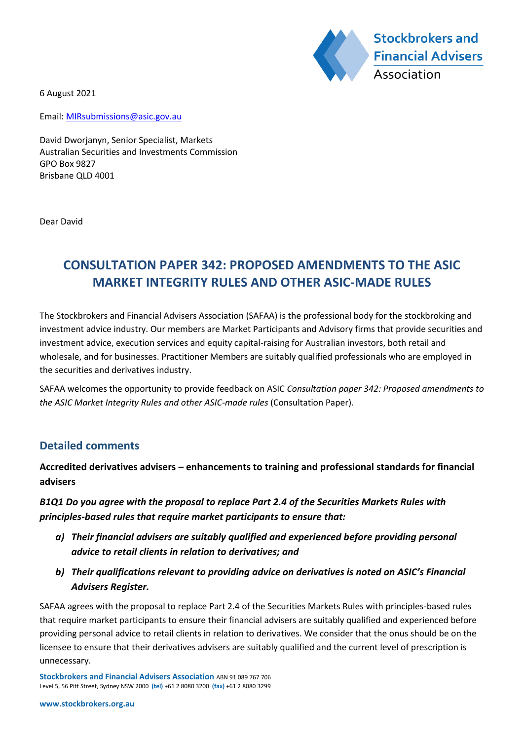Stockbrokers and Financial Advisers Association

6 August 2021

Email: MIRsubmissions@asic.gov.au

David Dworjanyn, Senior Specialist, Markets
Australian Securities and Investments Commission
GPO Box 9827
Brisbane QLD 4001

Dear David

# CONSULTATION PAPER 342: PROPOSED AMENDMENTS TO THE ASIC MARKET INTEGRITY RULES AND OTHER ASIC-MADE RULES

The Stockbrokers and Financial Advisers Association (SAFAA) is the professional body for the stockbroking and investment advice industry. Our members are Market Participants and Advisory firms that provide securities and investment advice, execution services and equity capital-raising for Australian investors, both retail and wholesale, and for businesses. Practitioner Members are suitably qualified professionals who are employed in the securities and derivatives industry.

SAFAA welcomes the opportunity to provide feedback on ASIC *Consultation paper 342: Proposed amendments to the ASIC Market Integrity Rules and other ASIC-made rules* (Consultation Paper).

## Detailed comments

**Accredited derivatives advisers – enhancements to training and professional standards for financial advisers**

***B1Q1 Do you agree with the proposal to replace Part 2.4 of the Securities Markets Rules with principles-based rules that require market participants to ensure that:***

- ***a) Their financial advisers are suitably qualified and experienced before providing personal advice to retail clients in relation to derivatives; and***
- ***b) Their qualifications relevant to providing advice on derivatives is noted on ASIC's Financial Advisers Register.***

SAFAA agrees with the proposal to replace Part 2.4 of the Securities Markets Rules with principles-based rules that require market participants to ensure their financial advisers are suitably qualified and experienced before providing personal advice to retail clients in relation to derivatives. We consider that the onus should be on the licensee to ensure that their derivatives advisers are suitably qualified and the current level of prescription is unnecessary.

**Stockbrokers and Financial Advisers Association** ABN 91 089 767 706
Level 5, 56 Pitt Street, Sydney NSW 2000 **(tel)** +61 2 8080 3200 **(fax)** +61 2 8080 3299

**www.stockbrokers.org.au**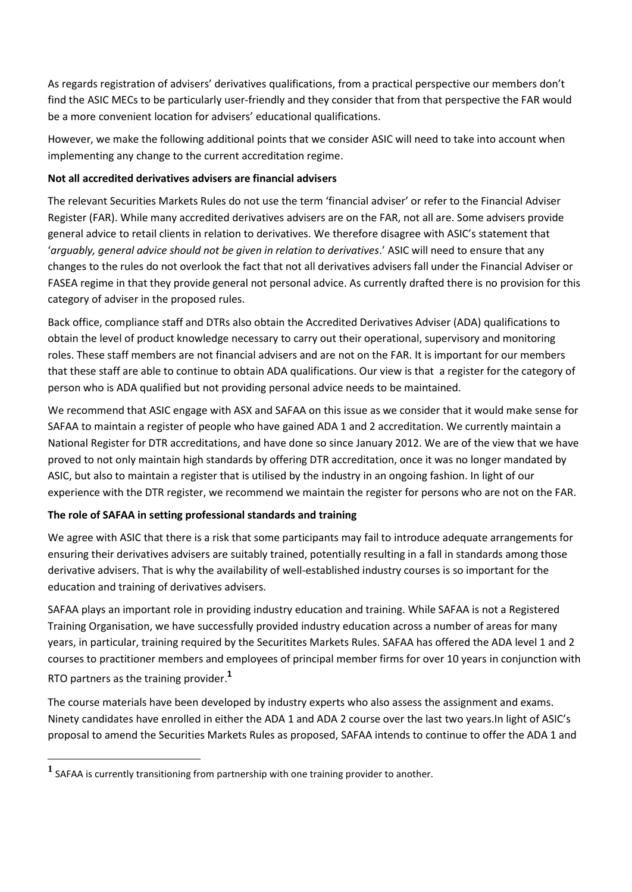As regards registration of advisers' derivatives qualifications, from a practical perspective our members don't find the ASIC MECs to be particularly user-friendly and they consider that from that perspective the FAR would be a more convenient location for advisers' educational qualifications.

However, we make the following additional points that we consider ASIC will need to take into account when implementing any change to the current accreditation regime.

**Not all accredited derivatives advisers are financial advisers**

The relevant Securities Markets Rules do not use the term 'financial adviser' or refer to the Financial Adviser Register (FAR). While many accredited derivatives advisers are on the FAR, not all are. Some advisers provide general advice to retail clients in relation to derivatives. We therefore disagree with ASIC's statement that '*arguably, general advice should not be given in relation to derivatives*.' ASIC will need to ensure that any changes to the rules do not overlook the fact that not all derivatives advisers fall under the Financial Adviser or FASEA regime in that they provide general not personal advice. As currently drafted there is no provision for this category of adviser in the proposed rules.

Back office, compliance staff and DTRs also obtain the Accredited Derivatives Adviser (ADA) qualifications to obtain the level of product knowledge necessary to carry out their operational, supervisory and monitoring roles. These staff members are not financial advisers and are not on the FAR. It is important for our members that these staff are able to continue to obtain ADA qualifications. Our view is that a register for the category of person who is ADA qualified but not providing personal advice needs to be maintained.

We recommend that ASIC engage with ASX and SAFAA on this issue as we consider that it would make sense for SAFAA to maintain a register of people who have gained ADA 1 and 2 accreditation. We currently maintain a National Register for DTR accreditations, and have done so since January 2012. We are of the view that we have proved to not only maintain high standards by offering DTR accreditation, once it was no longer mandated by ASIC, but also to maintain a register that is utilised by the industry in an ongoing fashion. In light of our experience with the DTR register, we recommend we maintain the register for persons who are not on the FAR.

**The role of SAFAA in setting professional standards and training**

We agree with ASIC that there is a risk that some participants may fail to introduce adequate arrangements for ensuring their derivatives advisers are suitably trained, potentially resulting in a fall in standards among those derivative advisers. That is why the availability of well-established industry courses is so important for the education and training of derivatives advisers.

SAFAA plays an important role in providing industry education and training. While SAFAA is not a Registered Training Organisation, we have successfully provided industry education across a number of areas for many years, in particular, training required by the Securitites Markets Rules. SAFAA has offered the ADA level 1 and 2 courses to practitioner members and employees of principal member firms for over 10 years in conjunction with RTO partners as the training provider.[1]

The course materials have been developed by industry experts who also assess the assignment and exams. Ninety candidates have enrolled in either the ADA 1 and ADA 2 course over the last two years.In light of ASIC's proposal to amend the Securities Markets Rules as proposed, SAFAA intends to continue to offer the ADA 1 and

[1] SAFAA is currently transitioning from partnership with one training provider to another.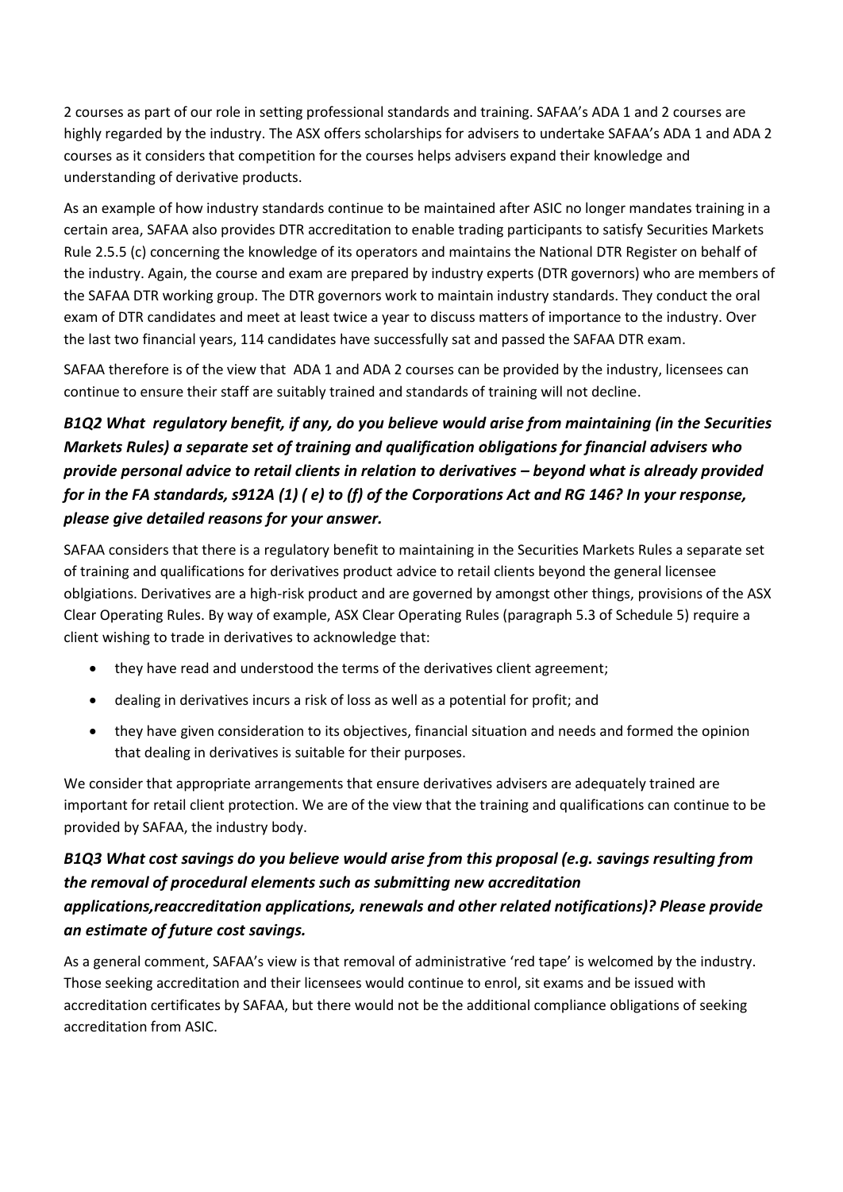2 courses as part of our role in setting professional standards and training. SAFAA's ADA 1 and 2 courses are highly regarded by the industry. The ASX offers scholarships for advisers to undertake SAFAA's ADA 1 and ADA 2 courses as it considers that competition for the courses helps advisers expand their knowledge and understanding of derivative products.

As an example of how industry standards continue to be maintained after ASIC no longer mandates training in a certain area, SAFAA also provides DTR accreditation to enable trading participants to satisfy Securities Markets Rule 2.5.5 (c) concerning the knowledge of its operators and maintains the National DTR Register on behalf of the industry. Again, the course and exam are prepared by industry experts (DTR governors) who are members of the SAFAA DTR working group. The DTR governors work to maintain industry standards. They conduct the oral exam of DTR candidates and meet at least twice a year to discuss matters of importance to the industry. Over the last two financial years, 114 candidates have successfully sat and passed the SAFAA DTR exam.

SAFAA therefore is of the view that ADA 1 and ADA 2 courses can be provided by the industry, licensees can continue to ensure their staff are suitably trained and standards of training will not decline.

***B1Q2 What regulatory benefit, if any, do you believe would arise from maintaining (in the Securities Markets Rules) a separate set of training and qualification obligations for financial advisers who provide personal advice to retail clients in relation to derivatives – beyond what is already provided for in the FA standards, s912A (1) ( e) to (f) of the Corporations Act and RG 146? In your response, please give detailed reasons for your answer.***

SAFAA considers that there is a regulatory benefit to maintaining in the Securities Markets Rules a separate set of training and qualifications for derivatives product advice to retail clients beyond the general licensee oblgiations. Derivatives are a high-risk product and are governed by amongst other things, provisions of the ASX Clear Operating Rules. By way of example, ASX Clear Operating Rules (paragraph 5.3 of Schedule 5) require a client wishing to trade in derivatives to acknowledge that:

- they have read and understood the terms of the derivatives client agreement;
- dealing in derivatives incurs a risk of loss as well as a potential for profit; and
- they have given consideration to its objectives, financial situation and needs and formed the opinion that dealing in derivatives is suitable for their purposes.

We consider that appropriate arrangements that ensure derivatives advisers are adequately trained are important for retail client protection. We are of the view that the training and qualifications can continue to be provided by SAFAA, the industry body.

***B1Q3 What cost savings do you believe would arise from this proposal (e.g. savings resulting from the removal of procedural elements such as submitting new accreditation applications,reaccreditation applications, renewals and other related notifications)? Please provide an estimate of future cost savings.***

As a general comment, SAFAA's view is that removal of administrative 'red tape' is welcomed by the industry. Those seeking accreditation and their licensees would continue to enrol, sit exams and be issued with accreditation certificates by SAFAA, but there would not be the additional compliance obligations of seeking accreditation from ASIC.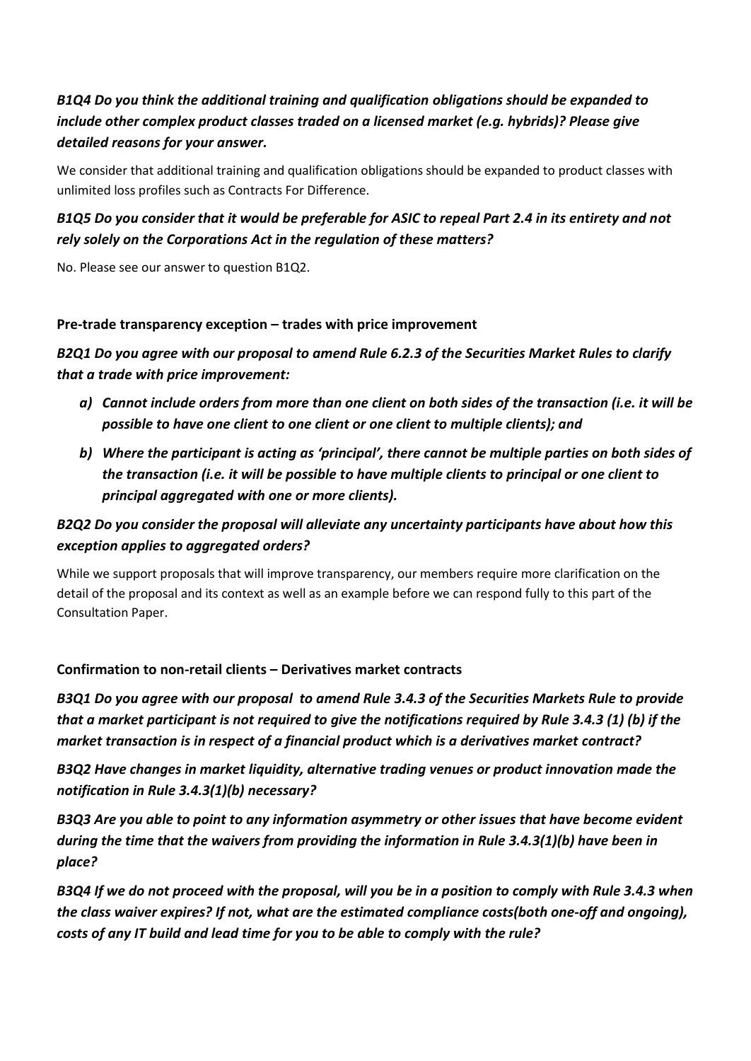***B1Q4 Do you think the additional training and qualification obligations should be expanded to include other complex product classes traded on a licensed market (e.g. hybrids)? Please give detailed reasons for your answer.***

We consider that additional training and qualification obligations should be expanded to product classes with unlimited loss profiles such as Contracts For Difference.

***B1Q5 Do you consider that it would be preferable for ASIC to repeal Part 2.4 in its entirety and not rely solely on the Corporations Act in the regulation of these matters?***

No. Please see our answer to question B1Q2.

**Pre-trade transparency exception – trades with price improvement**

***B2Q1 Do you agree with our proposal to amend Rule 6.2.3 of the Securities Market Rules to clarify that a trade with price improvement:***

- ***a) Cannot include orders from more than one client on both sides of the transaction (i.e. it will be possible to have one client to one client or one client to multiple clients); and***
- ***b) Where the participant is acting as 'principal', there cannot be multiple parties on both sides of the transaction (i.e. it will be possible to have multiple clients to principal or one client to principal aggregated with one or more clients).***

***B2Q2 Do you consider the proposal will alleviate any uncertainty participants have about how this exception applies to aggregated orders?***

While we support proposals that will improve transparency, our members require more clarification on the detail of the proposal and its context as well as an example before we can respond fully to this part of the Consultation Paper.

**Confirmation to non-retail clients – Derivatives market contracts**

***B3Q1 Do you agree with our proposal to amend Rule 3.4.3 of the Securities Markets Rule to provide that a market participant is not required to give the notifications required by Rule 3.4.3 (1) (b) if the market transaction is in respect of a financial product which is a derivatives market contract?***

***B3Q2 Have changes in market liquidity, alternative trading venues or product innovation made the notification in Rule 3.4.3(1)(b) necessary?***

***B3Q3 Are you able to point to any information asymmetry or other issues that have become evident during the time that the waivers from providing the information in Rule 3.4.3(1)(b) have been in place?***

***B3Q4 If we do not proceed with the proposal, will you be in a position to comply with Rule 3.4.3 when the class waiver expires? If not, what are the estimated compliance costs(both one-off and ongoing), costs of any IT build and lead time for you to be able to comply with the rule?***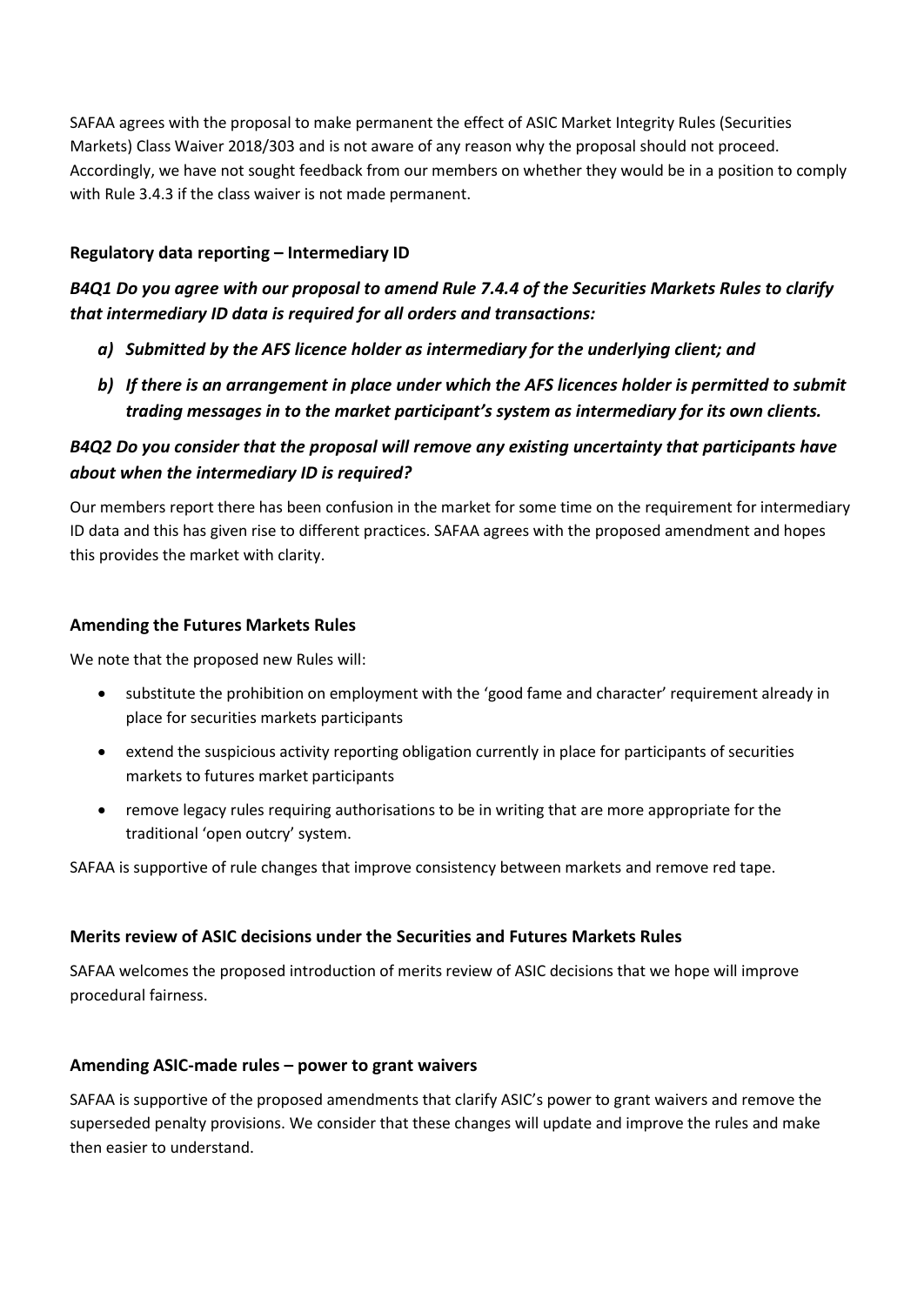SAFAA agrees with the proposal to make permanent the effect of ASIC Market Integrity Rules (Securities Markets) Class Waiver 2018/303 and is not aware of any reason why the proposal should not proceed. Accordingly, we have not sought feedback from our members on whether they would be in a position to comply with Rule 3.4.3 if the class waiver is not made permanent.

### Regulatory data reporting – Intermediary ID

***B4Q1 Do you agree with our proposal to amend Rule 7.4.4 of the Securities Markets Rules to clarify that intermediary ID data is required for all orders and transactions:***

- ***a) Submitted by the AFS licence holder as intermediary for the underlying client; and***
- ***b) If there is an arrangement in place under which the AFS licences holder is permitted to submit trading messages in to the market participant's system as intermediary for its own clients.***

***B4Q2 Do you consider that the proposal will remove any existing uncertainty that participants have about when the intermediary ID is required?***

Our members report there has been confusion in the market for some time on the requirement for intermediary ID data and this has given rise to different practices. SAFAA agrees with the proposed amendment and hopes this provides the market with clarity.

### Amending the Futures Markets Rules

We note that the proposed new Rules will:

- substitute the prohibition on employment with the 'good fame and character' requirement already in place for securities markets participants
- extend the suspicious activity reporting obligation currently in place for participants of securities markets to futures market participants
- remove legacy rules requiring authorisations to be in writing that are more appropriate for the traditional 'open outcry' system.

SAFAA is supportive of rule changes that improve consistency between markets and remove red tape.

### Merits review of ASIC decisions under the Securities and Futures Markets Rules

SAFAA welcomes the proposed introduction of merits review of ASIC decisions that we hope will improve procedural fairness.

### Amending ASIC-made rules – power to grant waivers

SAFAA is supportive of the proposed amendments that clarify ASIC's power to grant waivers and remove the superseded penalty provisions. We consider that these changes will update and improve the rules and make then easier to understand.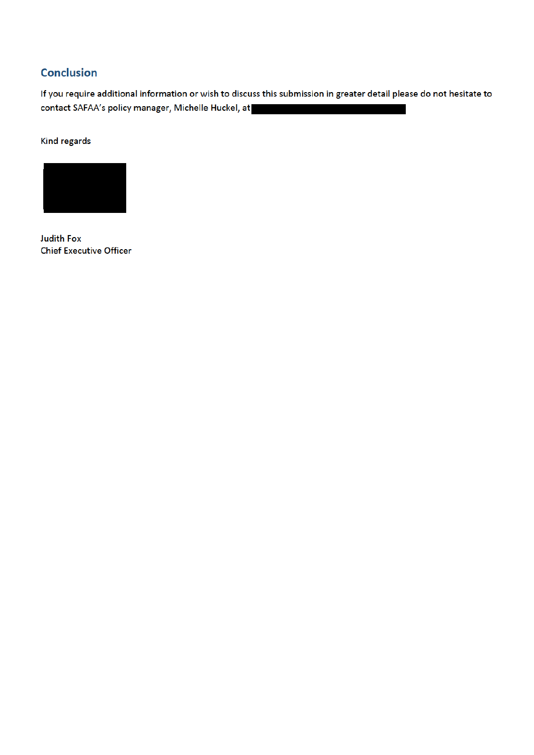## Conclusion

If you require additional information or wish to discuss this submission in greater detail please do not hesitate to contact SAFAA's policy manager, Michelle Huckel, at

Kind regards

Judith Fox
Chief Executive Officer